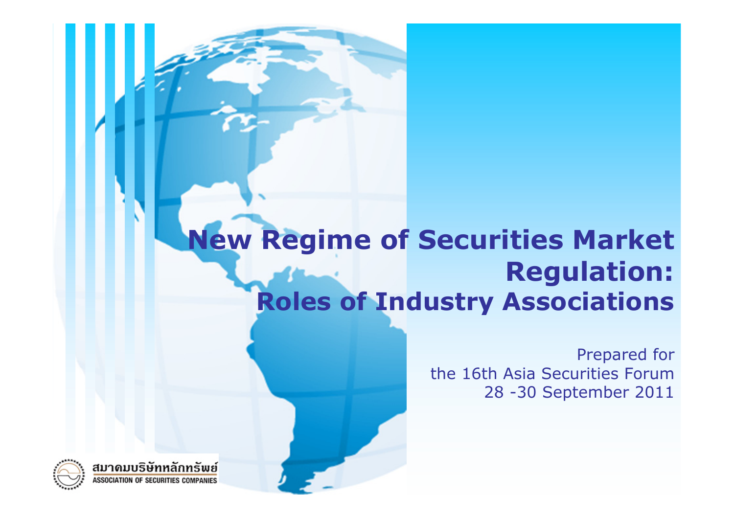# New Regime of Securities Market Regulation: Roles of Industry Associations

Prepared for
the 16th Asia Securities Forum
28 -30 September 2011

สมาคมบริษัทหลักทรัพย์
ASSOCIATION OF SECURITIES COMPANIES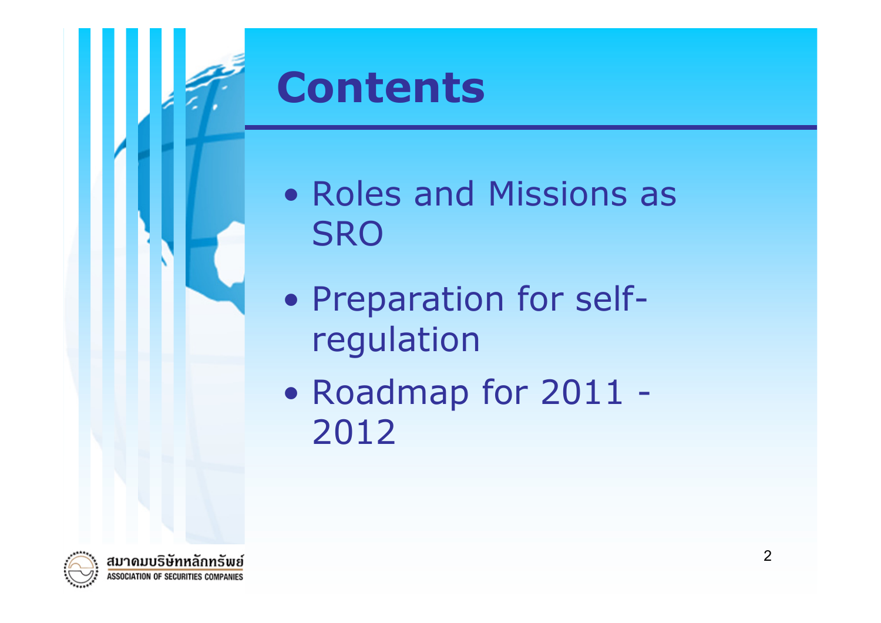# Contents

- Roles and Missions as SRO
- Preparation for self-regulation
- Roadmap for 2011 - 2012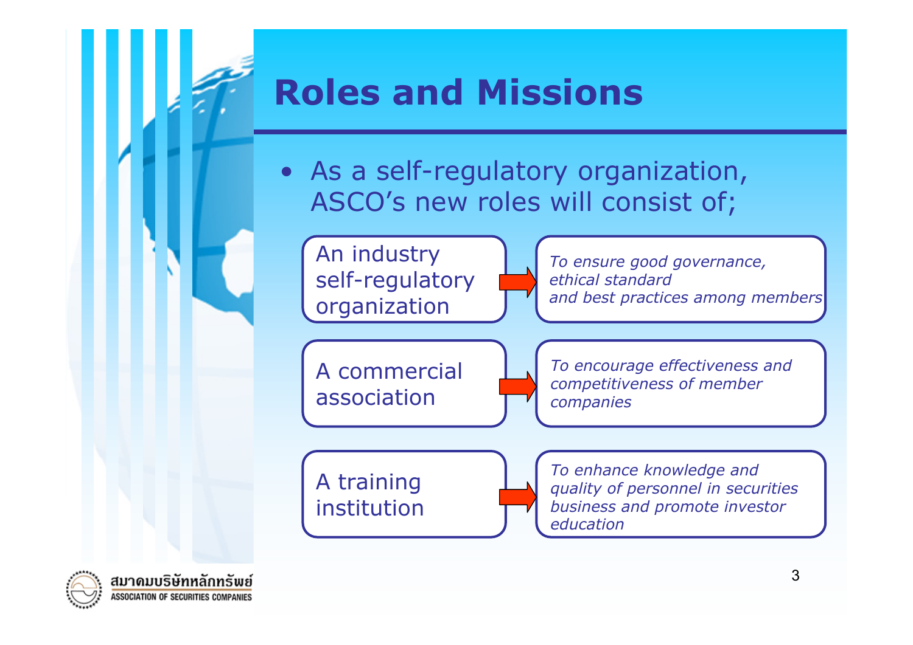# Roles and Missions

- As a self-regulatory organization, ASCO's new roles will consist of;

| Role | Mission |
| --- | --- |
| An industry self-regulatory organization | *To ensure good governance, ethical standard and best practices among members* |
| A commercial association | *To encourage effectiveness and competitiveness of member companies* |
| A training institution | *To enhance knowledge and quality of personnel in securities business and promote investor education* |

สมาคมบริษัทหลักทรัพย์
ASSOCIATION OF SECURITIES COMPANIES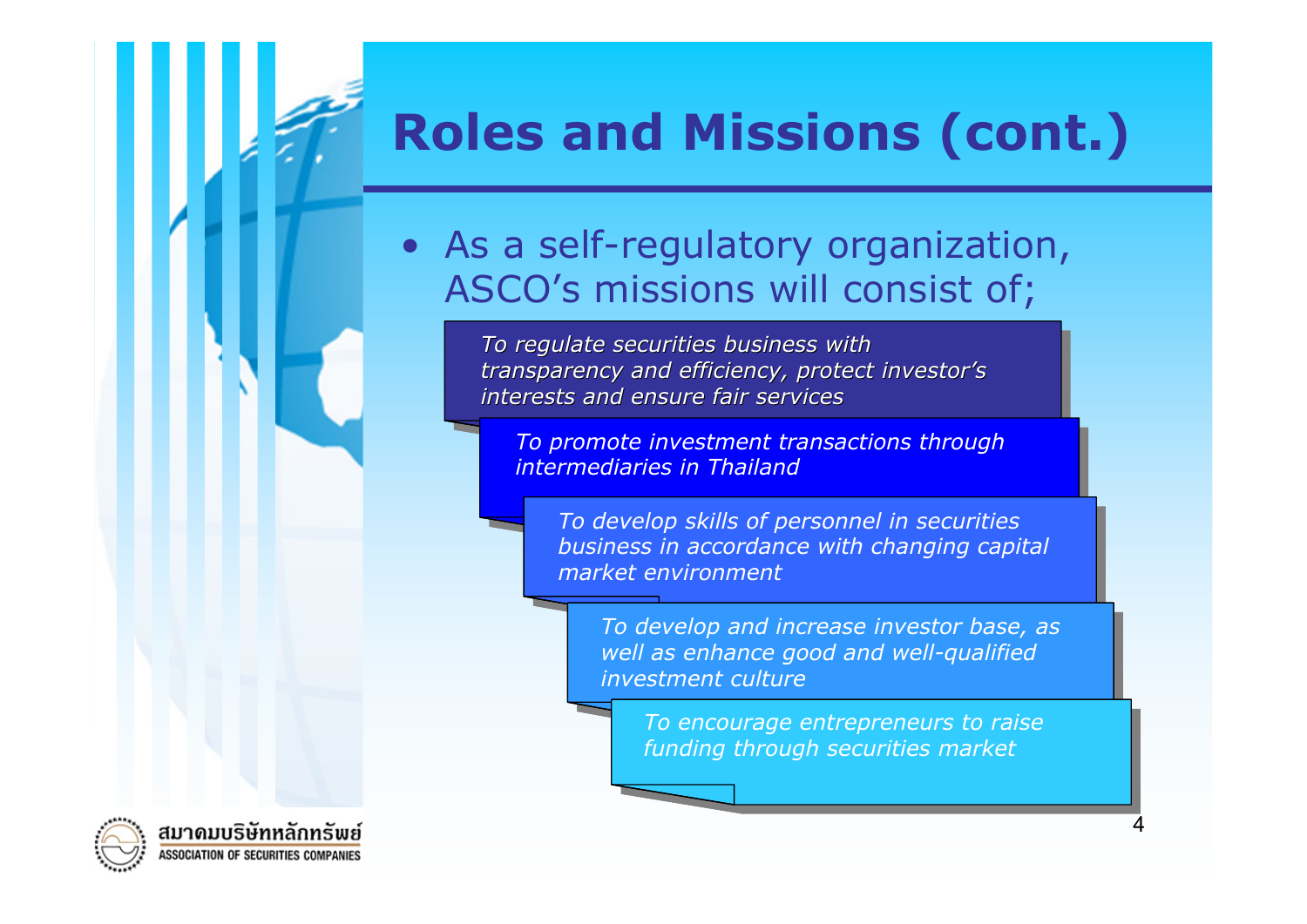# Roles and Missions (cont.)

- As a self-regulatory organization, ASCO's missions will consist of;

  - *To regulate securities business with transparency and efficiency, protect investor's interests and ensure fair services*
  - *To promote investment transactions through intermediaries in Thailand*
  - *To develop skills of personnel in securities business in accordance with changing capital market environment*
  - *To develop and increase investor base, as well as enhance good and well-qualified investment culture*
  - *To encourage entrepreneurs to raise funding through securities market*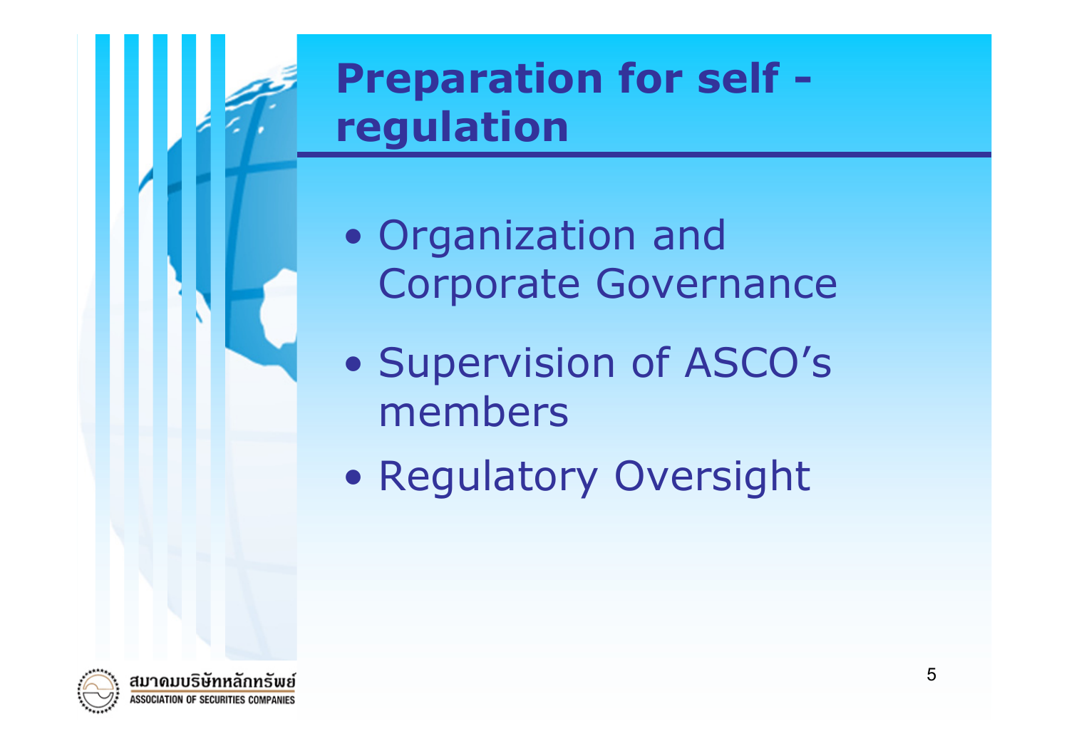# Preparation for self - regulation

- Organization and Corporate Governance
- Supervision of ASCO's members
- Regulatory Oversight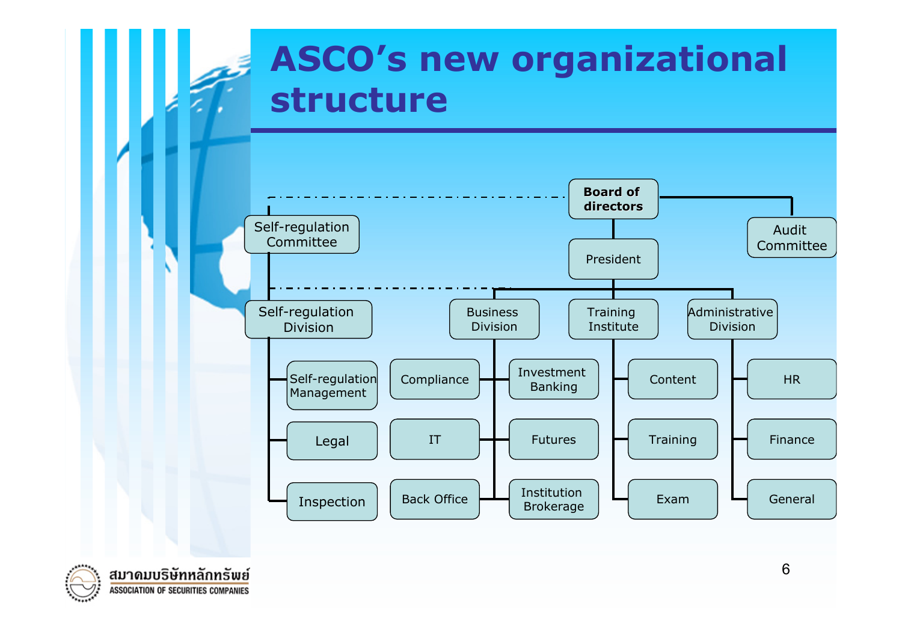# ASCO's new organizational structure

- Board of directors
  - Self-regulation Committee (dotted line)
    - Self-regulation Division
      - Self-regulation Management
      - Legal
      - Inspection
  - Audit Committee
  - President
    - Self-regulation Division (dotted line)
    - Business Division
      - Compliance
      - IT
      - Back Office
      - Investment Banking
      - Futures
      - Institution Brokerage
    - Training Institute
      - Content
      - Training
      - Exam
    - Administrative Division
      - HR
      - Finance
      - General

สมาคมบริษัทหลักทรัพย์
ASSOCIATION OF SECURITIES COMPANIES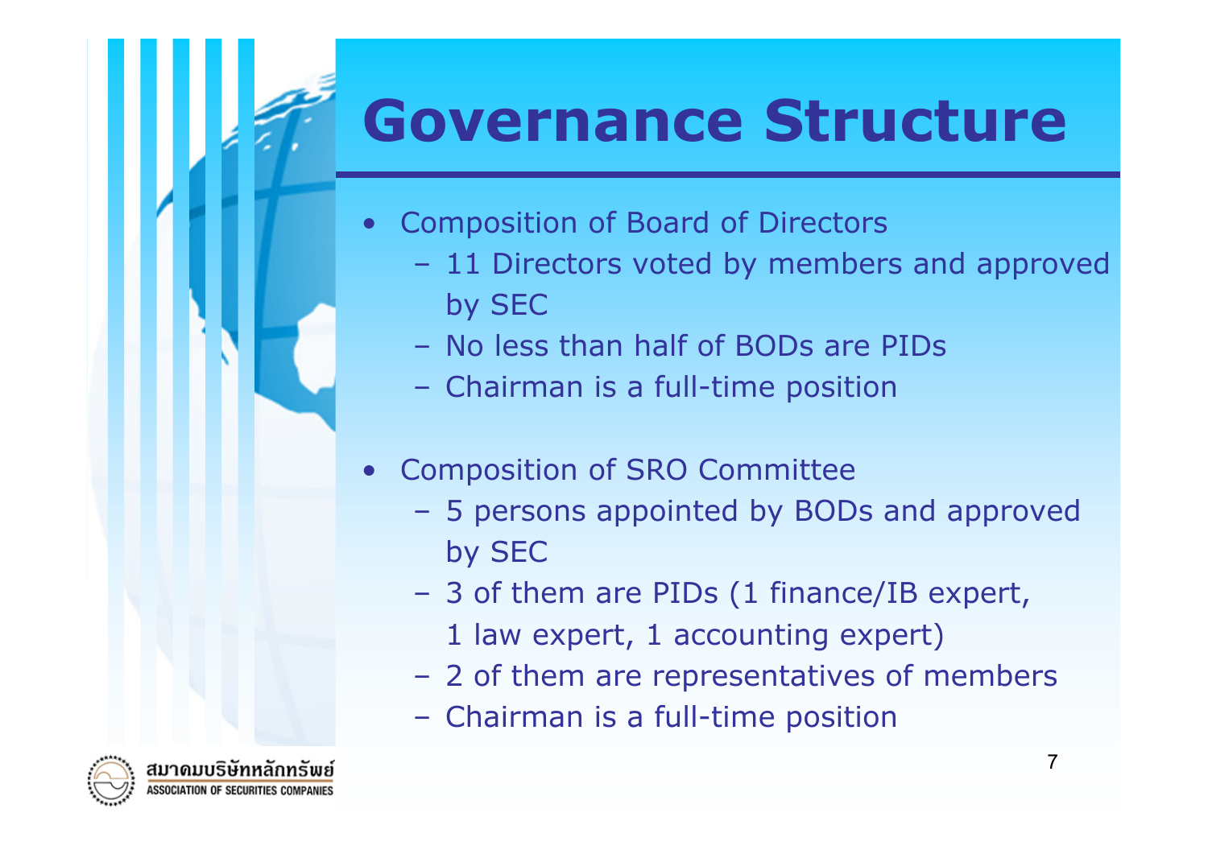# Governance Structure

- Composition of Board of Directors
  - 11 Directors voted by members and approved by SEC
  - No less than half of BODs are PIDs
  - Chairman is a full-time position
- Composition of SRO Committee
  - 5 persons appointed by BODs and approved by SEC
  - 3 of them are PIDs (1 finance/IB expert, 1 law expert, 1 accounting expert)
  - 2 of them are representatives of members
  - Chairman is a full-time position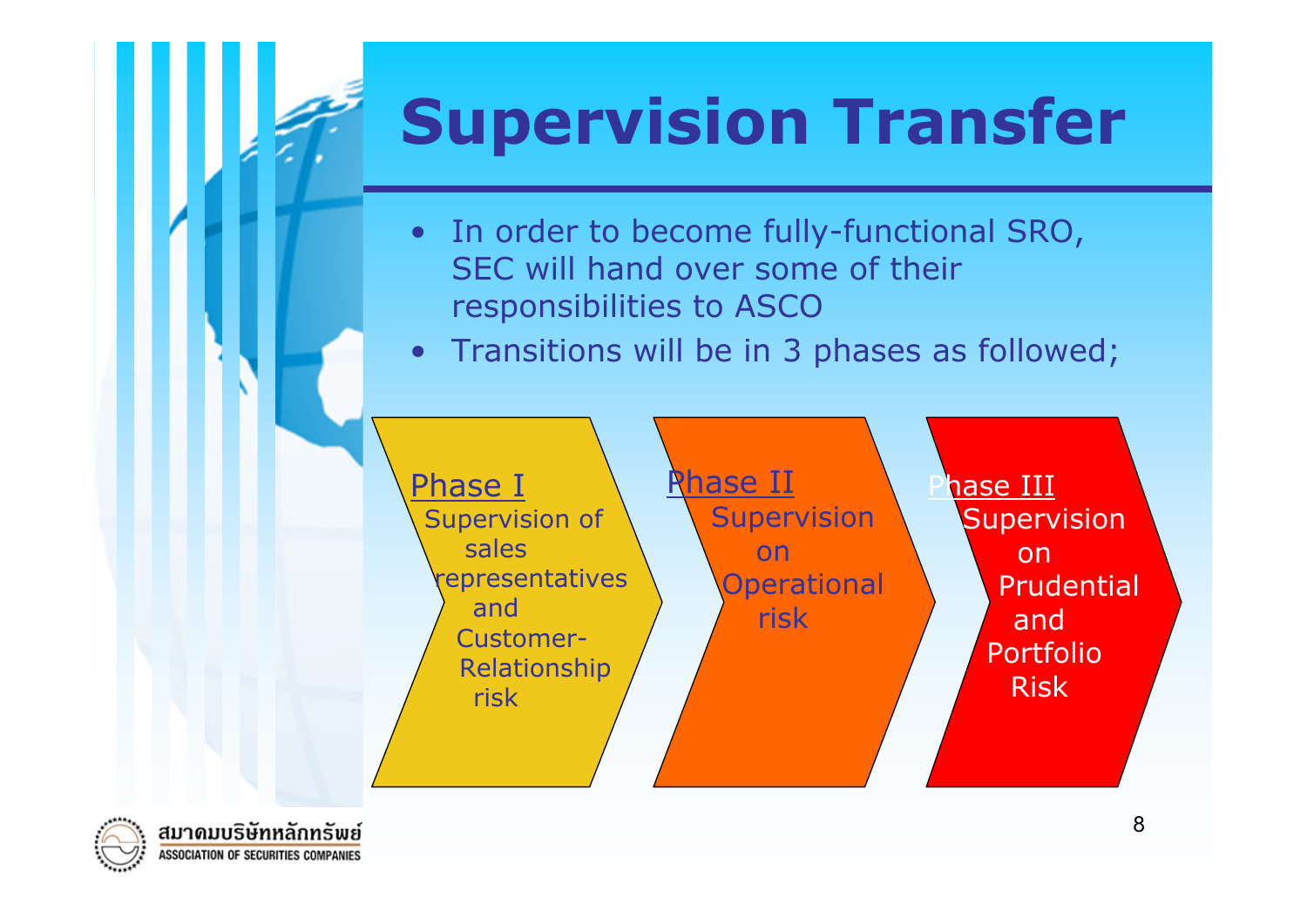# Supervision Transfer

- In order to become fully-functional SRO, SEC will hand over some of their responsibilities to ASCO
- Transitions will be in 3 phases as followed;

**Phase I**
Supervision of sales representatives and Customer-Relationship risk

**Phase II**
Supervision on Operational risk

**Phase III**
Supervision on Prudential and Portfolio Risk

สมาคมบริษัทหลักทรัพย์
ASSOCIATION OF SECURITIES COMPANIES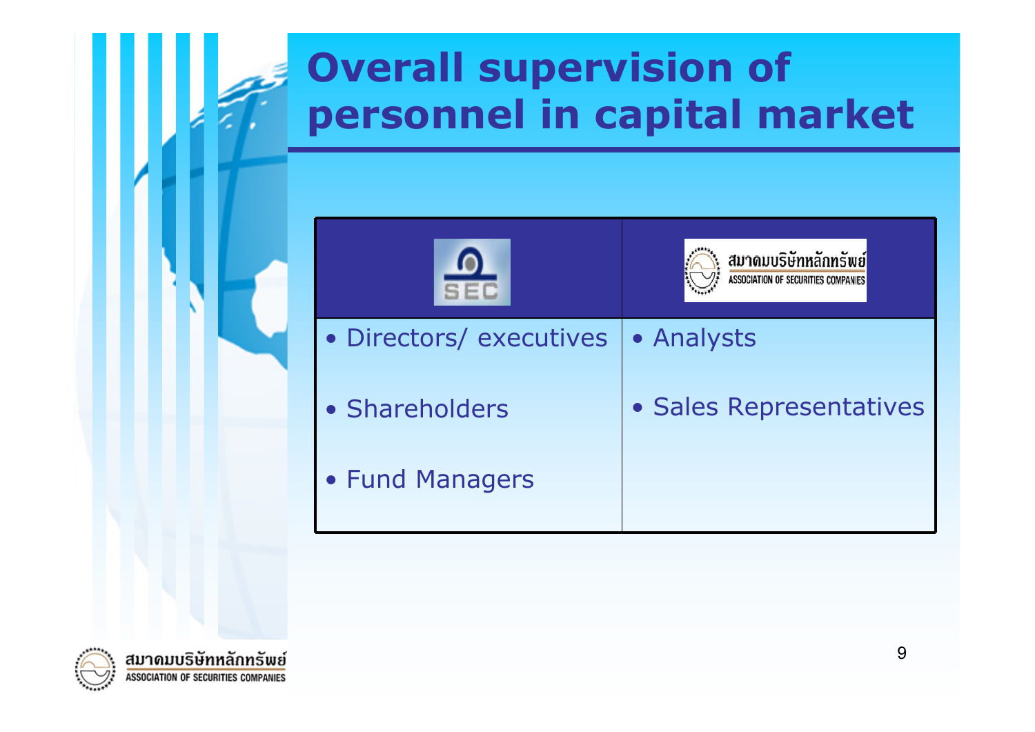# Overall supervision of personnel in capital market

| SEC | สมาคมบริษัทหลักทรัพย์ ASSOCIATION OF SECURITIES COMPANIES |
|---|---|
| • Directors/ executives | • Analysts |
| • Shareholders | • Sales Representatives |
| • Fund Managers | |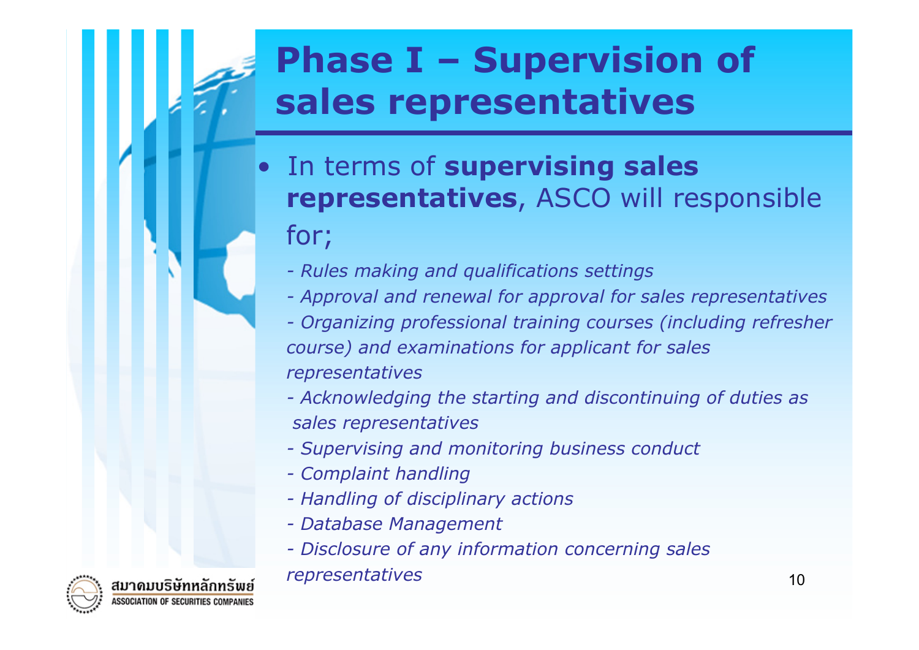# Phase I – Supervision of sales representatives

- In terms of **supervising sales representatives**, ASCO will responsible for;
  - *Rules making and qualifications settings*
  - *Approval and renewal for approval for sales representatives*
  - *Organizing professional training courses (including refresher course) and examinations for applicant for sales representatives*
  - *Acknowledging the starting and discontinuing of duties as sales representatives*
  - *Supervising and monitoring business conduct*
  - *Complaint handling*
  - *Handling of disciplinary actions*
  - *Database Management*
  - *Disclosure of any information concerning sales representatives*

สมาคมบริษัทหลักทรัพย์
ASSOCIATION OF SECURITIES COMPANIES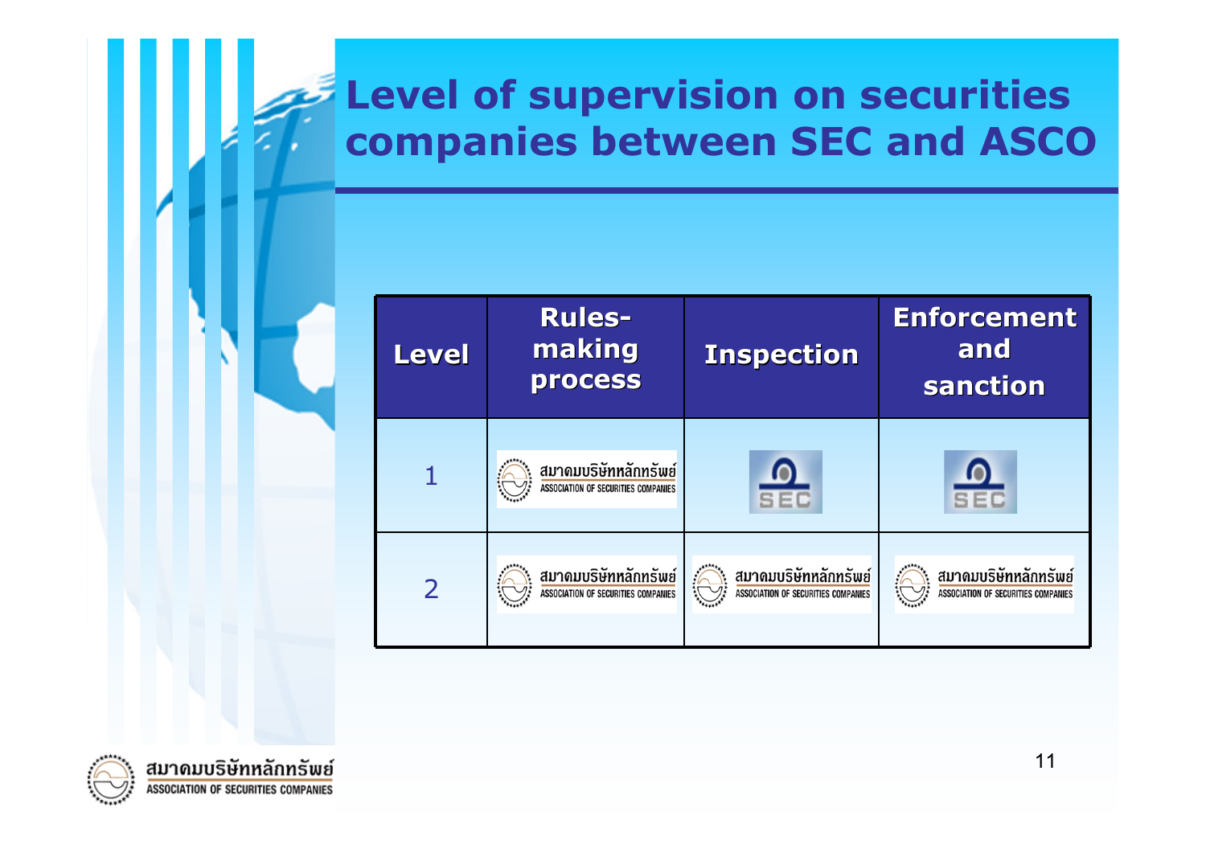# Level of supervision on securities companies between SEC and ASCO

| Level | Rules-making process | Inspection | Enforcement and sanction |
|---|---|---|---|
| 1 | สมาคมบริษัทหลักทรัพย์ ASSOCIATION OF SECURITIES COMPANIES | SEC | SEC |
| 2 | สมาคมบริษัทหลักทรัพย์ ASSOCIATION OF SECURITIES COMPANIES | สมาคมบริษัทหลักทรัพย์ ASSOCIATION OF SECURITIES COMPANIES | สมาคมบริษัทหลักทรัพย์ ASSOCIATION OF SECURITIES COMPANIES |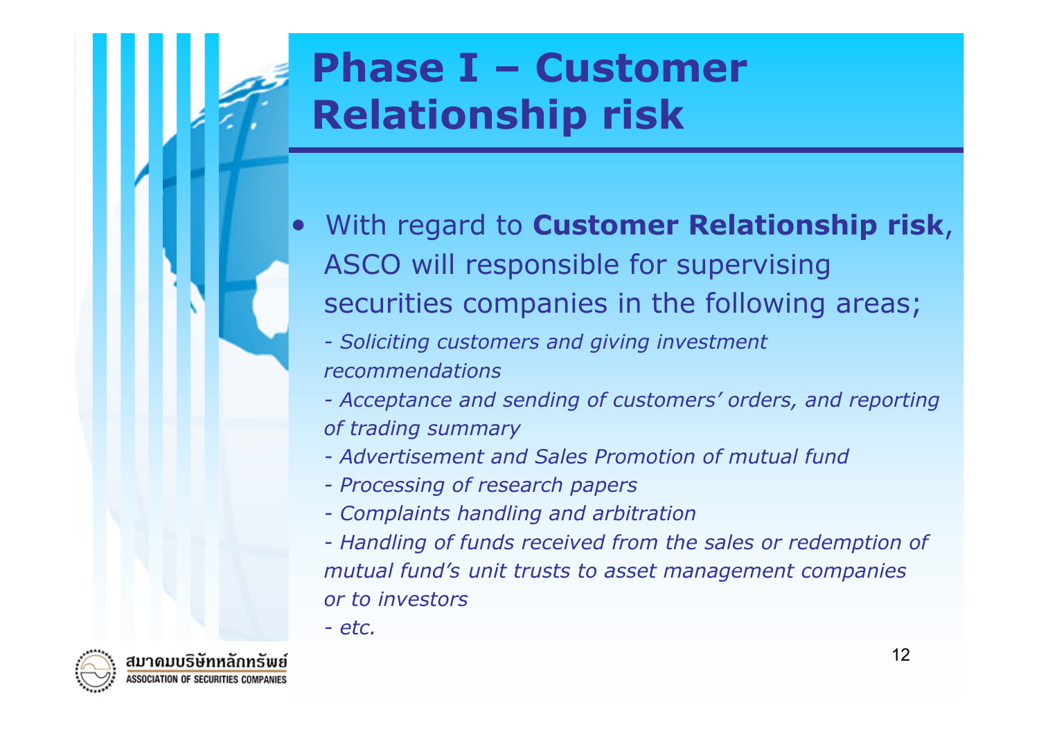# Phase I – Customer Relationship risk

- With regard to **Customer Relationship risk**, ASCO will responsible for supervising securities companies in the following areas;

  *- Soliciting customers and giving investment recommendations*

  *- Acceptance and sending of customers' orders, and reporting of trading summary*

  *- Advertisement and Sales Promotion of mutual fund*

  *- Processing of research papers*

  *- Complaints handling and arbitration*

  *- Handling of funds received from the sales or redemption of mutual fund's unit trusts to asset management companies or to investors*

  *- etc.*

สมาคมบริษัทหลักทรัพย์
ASSOCIATION OF SECURITIES COMPANIES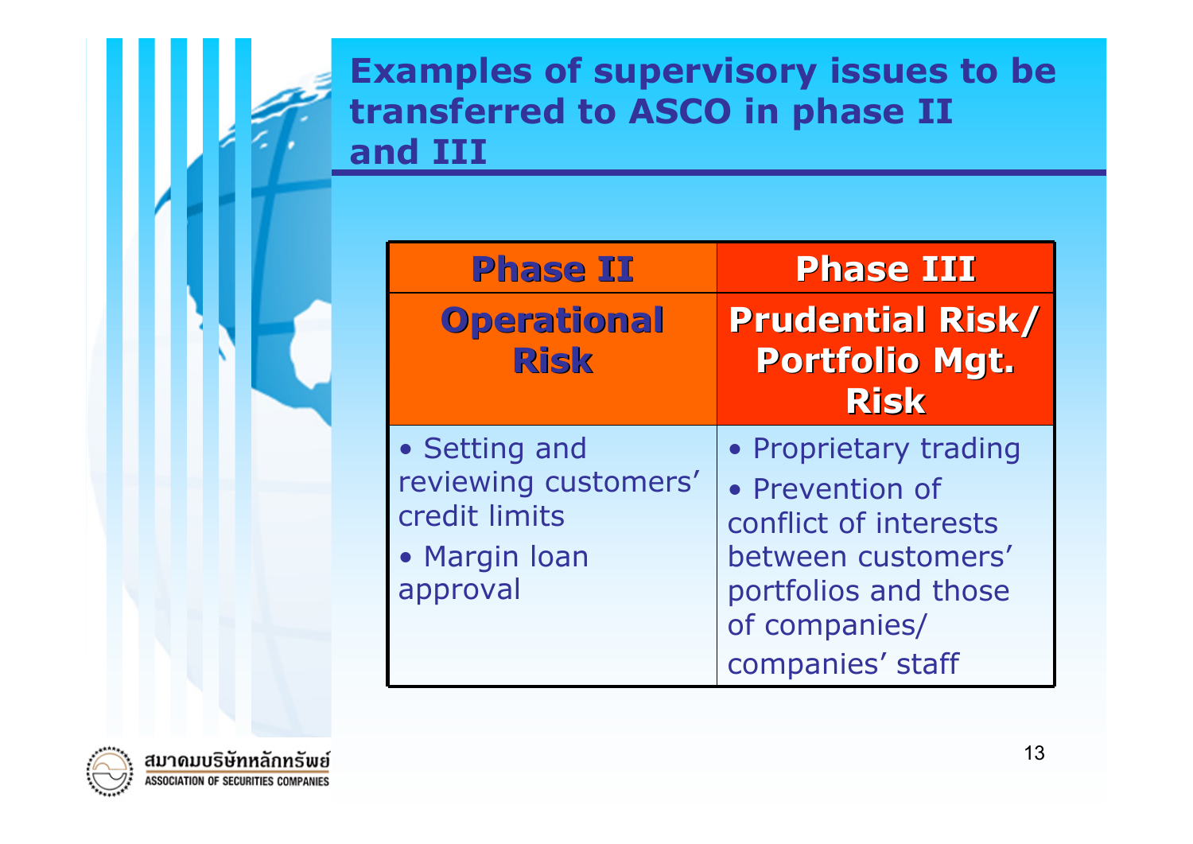# Examples of supervisory issues to be transferred to ASCO in phase II and III

| Phase II | Phase III |
|---|---|
| **Operational Risk** | **Prudential Risk/ Portfolio Mgt. Risk** |
| • Setting and reviewing customers' credit limits<br>• Margin loan approval | • Proprietary trading<br>• Prevention of conflict of interests between customers' portfolios and those of companies/ companies' staff |

สมาคมบริษัทหลักทรัพย์
ASSOCIATION OF SECURITIES COMPANIES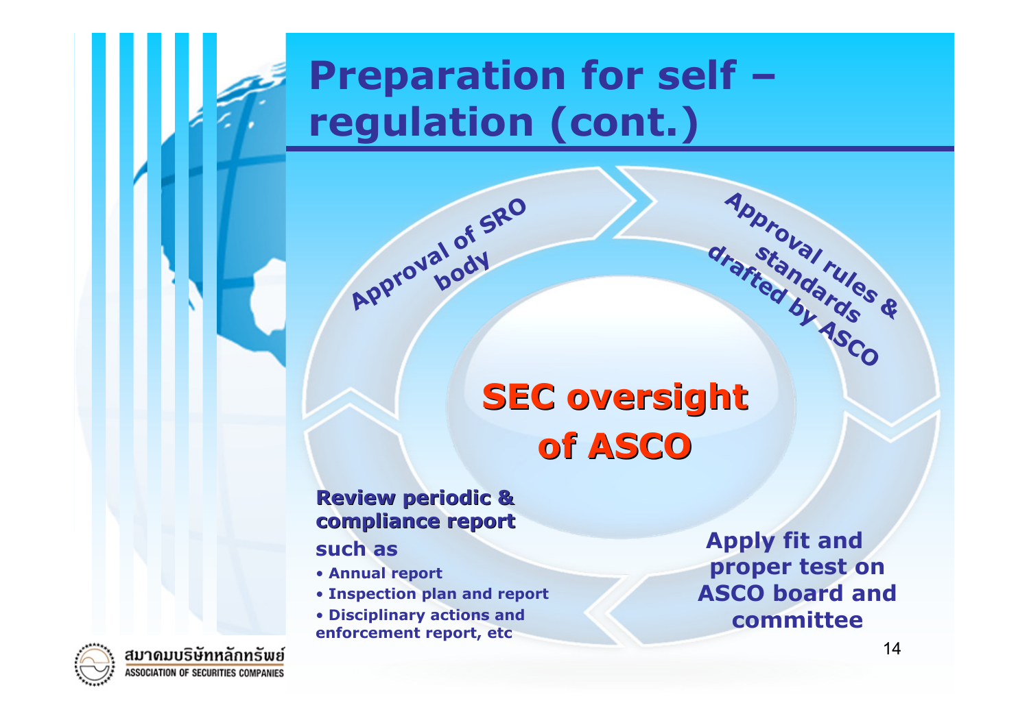# Preparation for self – regulation (cont.)

## SEC oversight of ASCO

- Approval of SRO body
- Approval rules & standards drafted by ASCO
- Apply fit and proper test on ASCO board and committee
- **Review periodic & compliance report** such as
  - Annual report
  - Inspection plan and report
  - Disciplinary actions and enforcement report, etc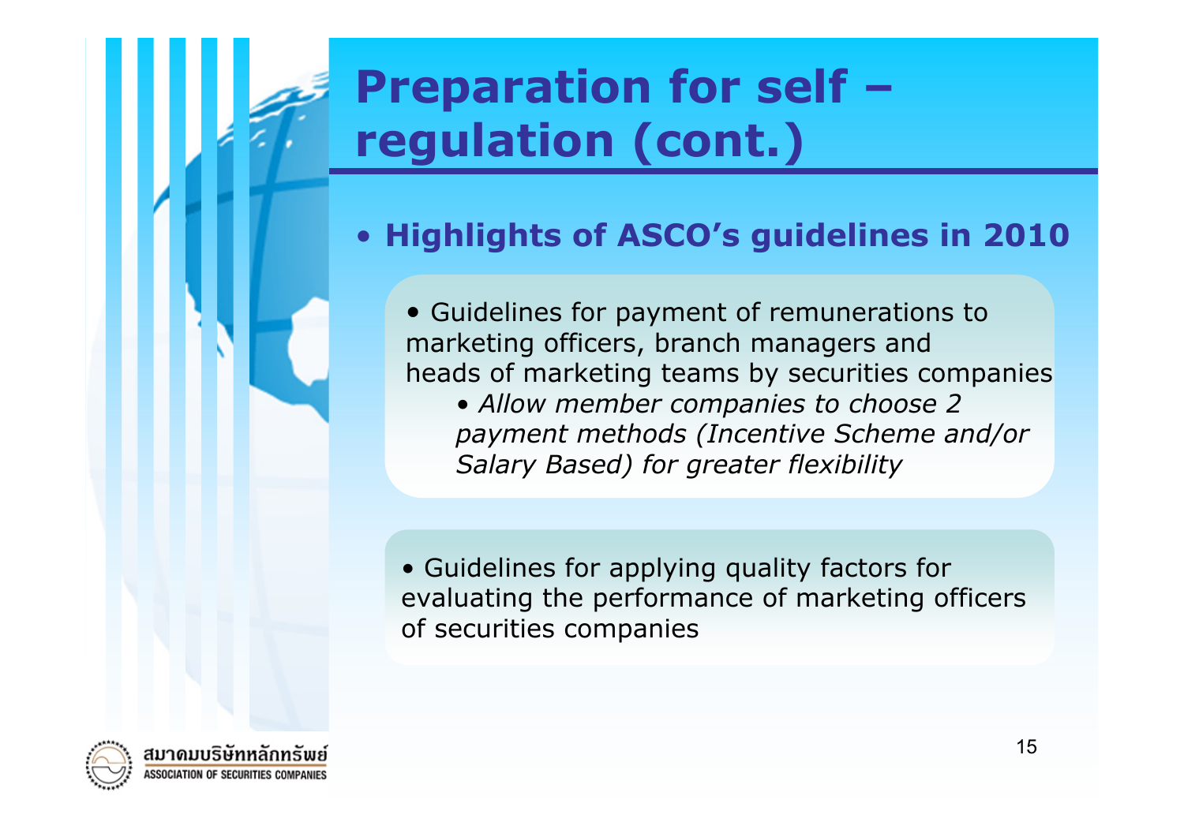# Preparation for self – regulation (cont.)

- **Highlights of ASCO's guidelines in 2010**

  - Guidelines for payment of remunerations to marketing officers, branch managers and heads of marketing teams by securities companies
    - *Allow member companies to choose 2 payment methods (Incentive Scheme and/or Salary Based) for greater flexibility*

  - Guidelines for applying quality factors for evaluating the performance of marketing officers of securities companies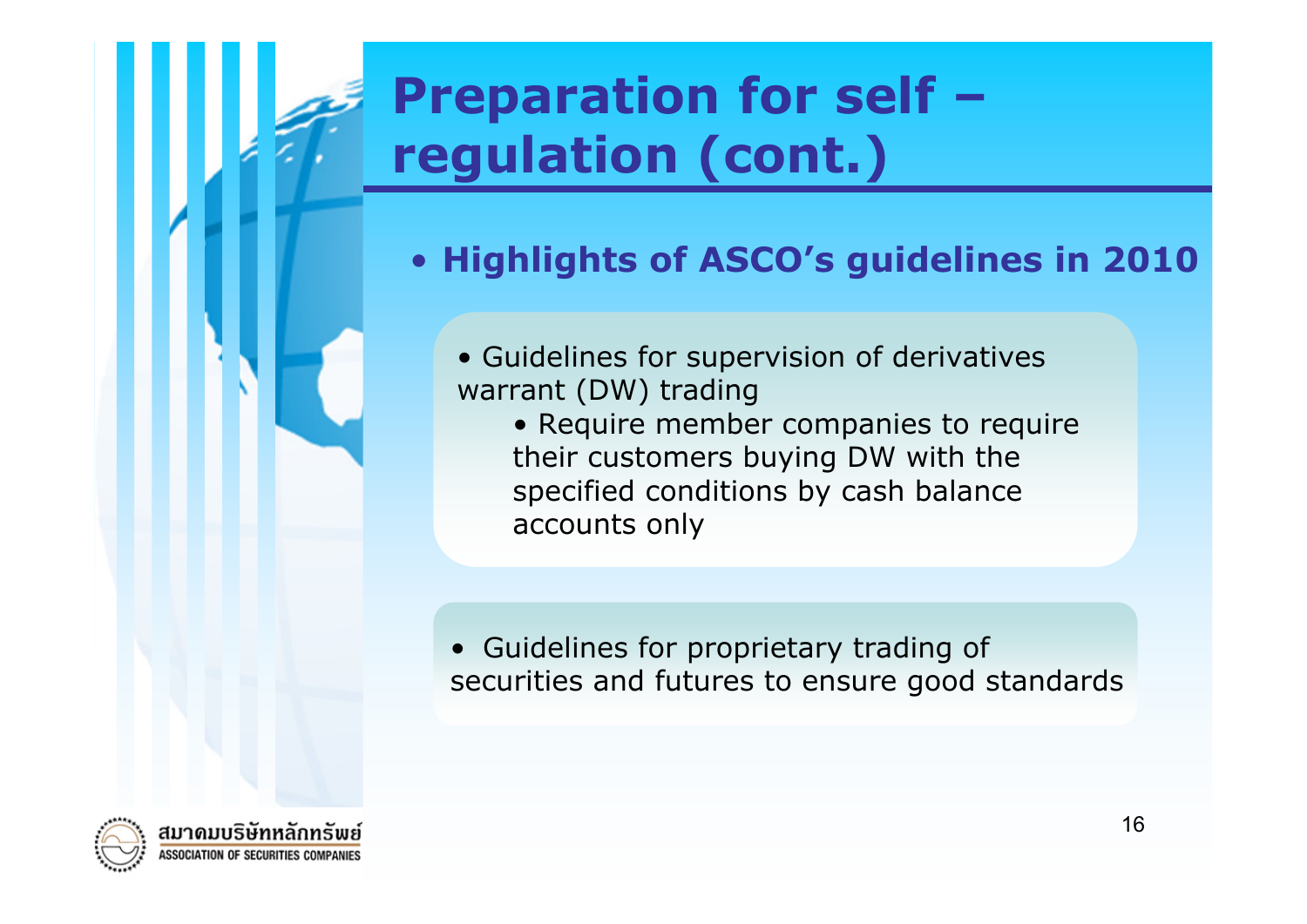# Preparation for self – regulation (cont.)

- **Highlights of ASCO's guidelines in 2010**

  - Guidelines for supervision of derivatives warrant (DW) trading
    - Require member companies to require their customers buying DW with the specified conditions by cash balance accounts only

  - Guidelines for proprietary trading of securities and futures to ensure good standards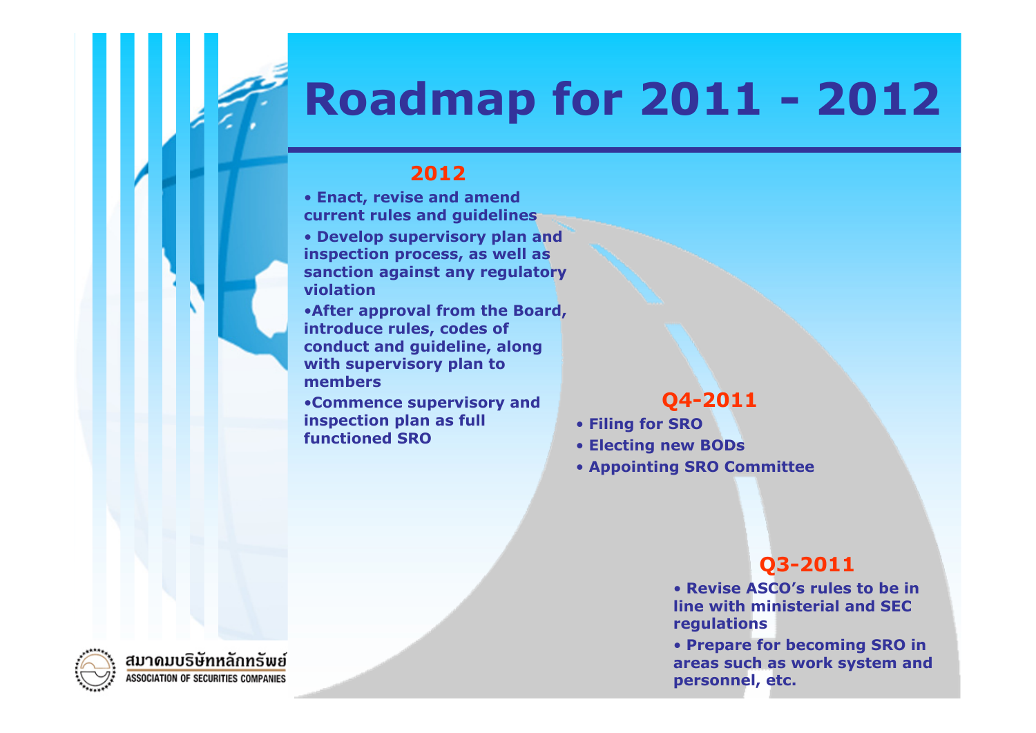# Roadmap for 2011 - 2012

## 2012

- Enact, revise and amend current rules and guidelines
- Develop supervisory plan and inspection process, as well as sanction against any regulatory violation
- After approval from the Board, introduce rules, codes of conduct and guideline, along with supervisory plan to members
- Commence supervisory and inspection plan as full functioned SRO

## Q4-2011

- Filing for SRO
- Electing new BODs
- Appointing SRO Committee

## Q3-2011

- Revise ASCO's rules to be in line with ministerial and SEC regulations
- Prepare for becoming SRO in areas such as work system and personnel, etc.

สมาคมบริษัทหลักทรัพย์
ASSOCIATION OF SECURITIES COMPANIES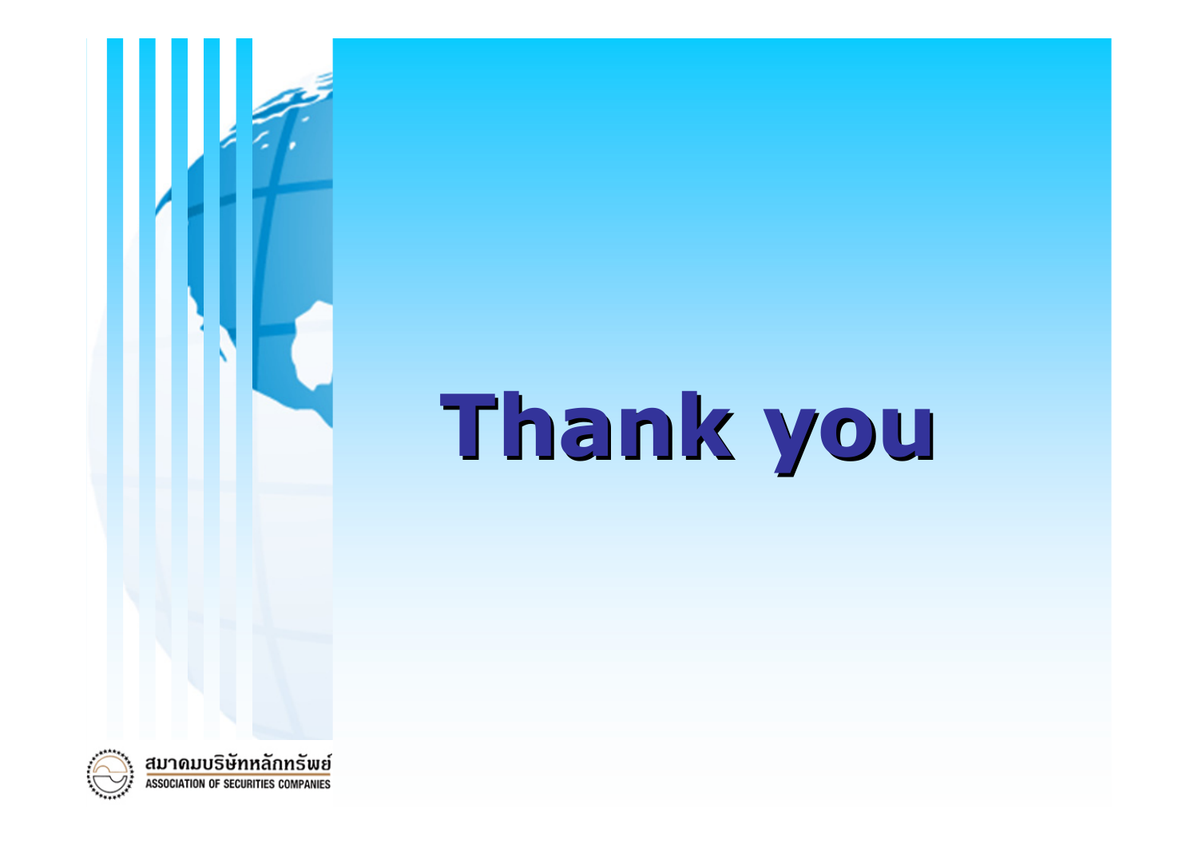# Thank you

สมาคมบริษัทหลักทรัพย์

ASSOCIATION OF SECURITIES COMPANIES